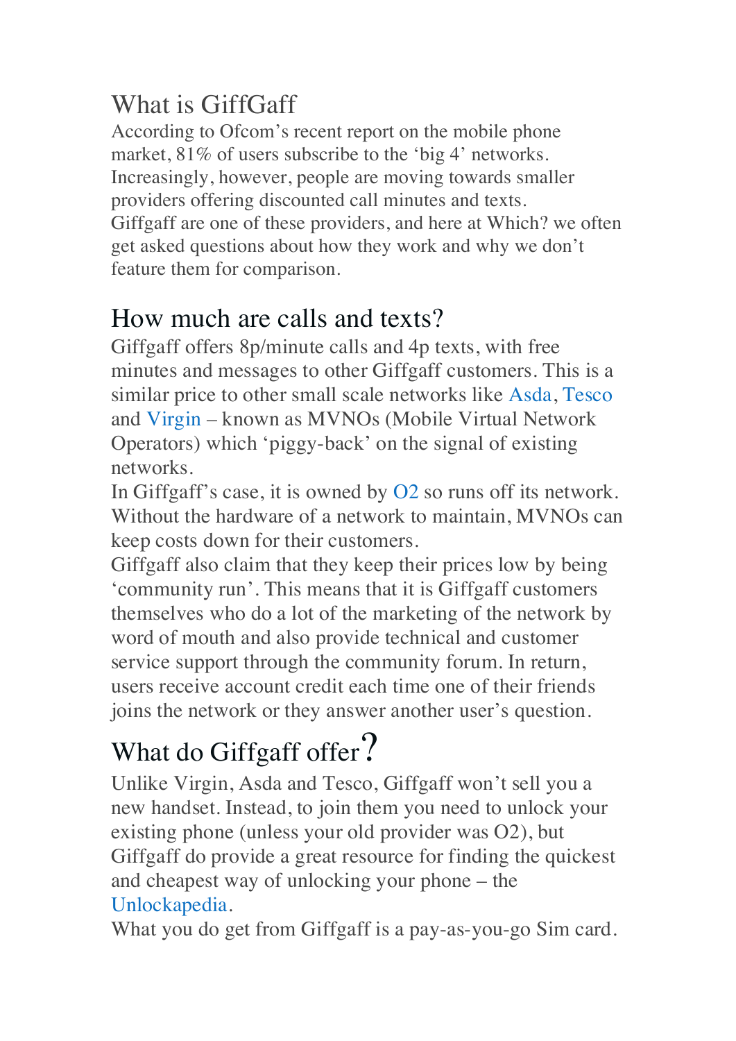## What is GiffGaff

According to Ofcom's recent report on the mobile phone market, 81% of users subscribe to the 'big 4' networks. Increasingly, however, people are moving towards smaller providers offering discounted call minutes and texts.
Giffgaff are one of these providers, and here at Which? we often get asked questions about how they work and why we don't feature them for comparison.

## How much are calls and texts?

Giffgaff offers 8p/minute calls and 4p texts, with free minutes and messages to other Giffgaff customers. This is a similar price to other small scale networks like Asda, Tesco and Virgin – known as MVNOs (Mobile Virtual Network Operators) which 'piggy-back' on the signal of existing networks.
In Giffgaff's case, it is owned by O2 so runs off its network. Without the hardware of a network to maintain, MVNOs can keep costs down for their customers.
Giffgaff also claim that they keep their prices low by being 'community run'. This means that it is Giffgaff customers themselves who do a lot of the marketing of the network by word of mouth and also provide technical and customer service support through the community forum. In return, users receive account credit each time one of their friends joins the network or they answer another user's question.

## What do Giffgaff offer?

Unlike Virgin, Asda and Tesco, Giffgaff won't sell you a new handset. Instead, to join them you need to unlock your existing phone (unless your old provider was O2), but Giffgaff do provide a great resource for finding the quickest and cheapest way of unlocking your phone – the Unlockapedia.
What you do get from Giffgaff is a pay-as-you-go Sim card.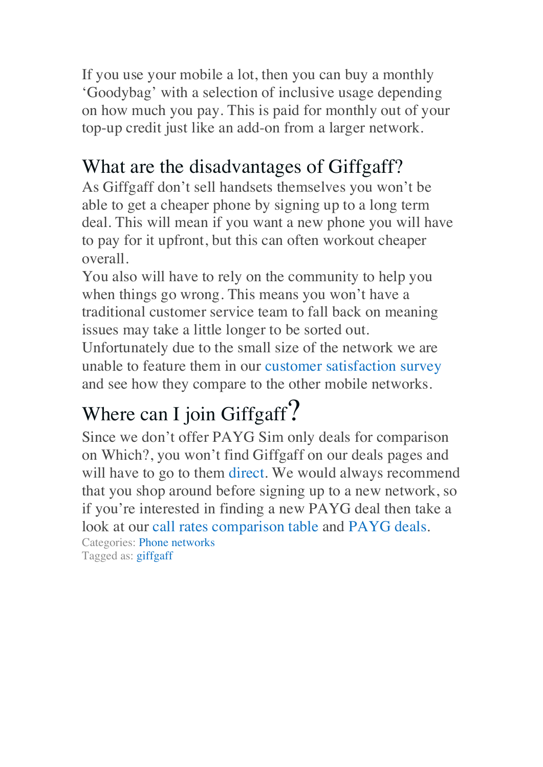If you use your mobile a lot, then you can buy a monthly 'Goodybag' with a selection of inclusive usage depending on how much you pay. This is paid for monthly out of your top-up credit just like an add-on from a larger network.

## What are the disadvantages of Giffgaff?

As Giffgaff don't sell handsets themselves you won't be able to get a cheaper phone by signing up to a long term deal. This will mean if you want a new phone you will have to pay for it upfront, but this can often workout cheaper overall.

You also will have to rely on the community to help you when things go wrong. This means you won't have a traditional customer service team to fall back on meaning issues may take a little longer to be sorted out.

Unfortunately due to the small size of the network we are unable to feature them in our customer satisfaction survey and see how they compare to the other mobile networks.

## Where can I join Giffgaff?

Since we don't offer PAYG Sim only deals for comparison on Which?, you won't find Giffgaff on our deals pages and will have to go to them direct. We would always recommend that you shop around before signing up to a new network, so if you're interested in finding a new PAYG deal then take a look at our call rates comparison table and PAYG deals.

Categories: Phone networks
Tagged as: giffgaff